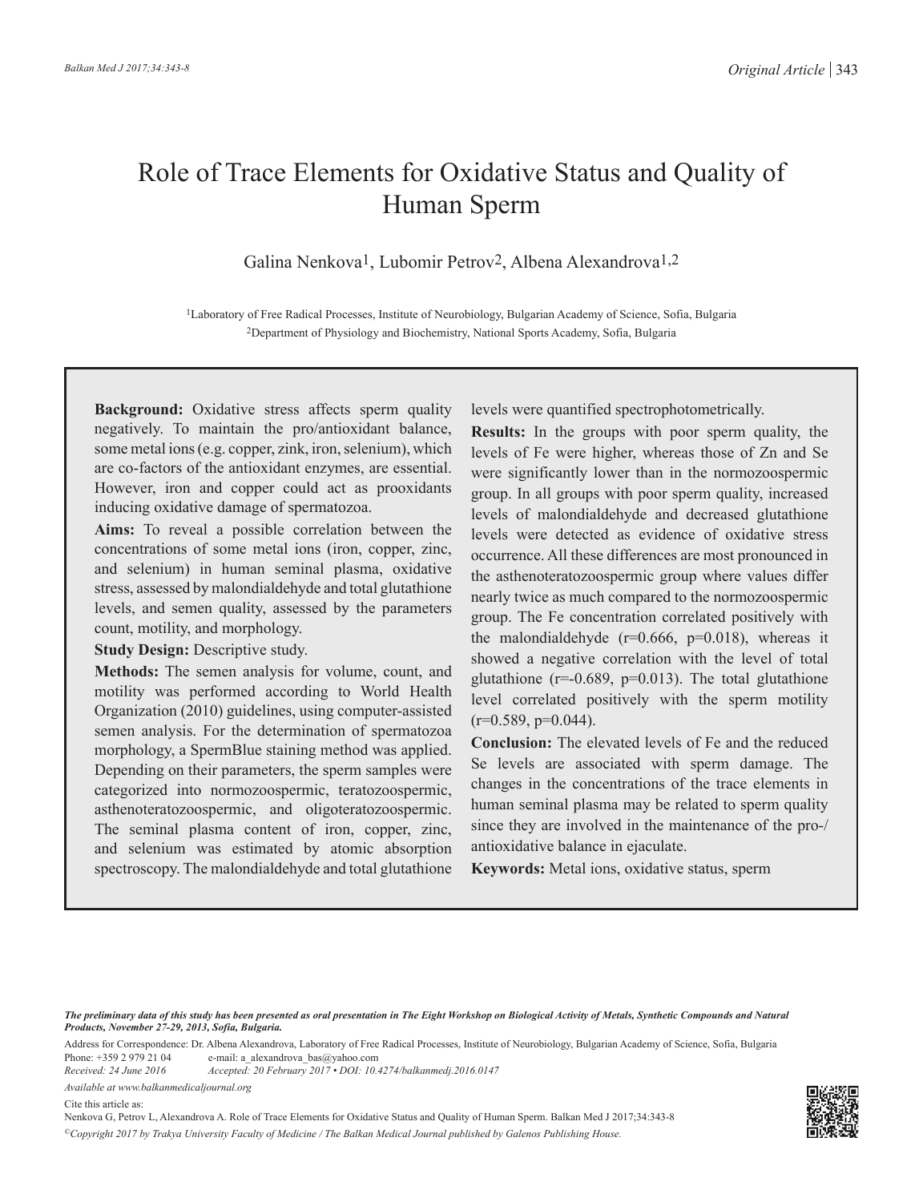# Role of Trace Elements for Oxidative Status and Quality of Human Sperm

Galina Nenkova[1], Lubomir Petrov[2], Albena Alexandrova[1,2]

[1]Laboratory of Free Radical Processes, Institute of Neurobiology, Bulgarian Academy of Science, Sofia, Bulgaria
[2]Department of Physiology and Biochemistry, National Sports Academy, Sofia, Bulgaria

**Background:** Oxidative stress affects sperm quality negatively. To maintain the pro/antioxidant balance, some metal ions (e.g. copper, zink, iron, selenium), which are co-factors of the antioxidant enzymes, are essential. However, iron and copper could act as prooxidants inducing oxidative damage of spermatozoa.

**Aims:** To reveal a possible correlation between the concentrations of some metal ions (iron, copper, zinc, and selenium) in human seminal plasma, oxidative stress, assessed by malondialdehyde and total glutathione levels, and semen quality, assessed by the parameters count, motility, and morphology.

**Study Design:** Descriptive study.

**Methods:** The semen analysis for volume, count, and motility was performed according to World Health Organization (2010) guidelines, using computer-assisted semen analysis. For the determination of spermatozoa morphology, a SpermBlue staining method was applied. Depending on their parameters, the sperm samples were categorized into normozoospermic, teratozoospermic, asthenoteratozoospermic, and oligoteratozoospermic. The seminal plasma content of iron, copper, zinc, and selenium was estimated by atomic absorption spectroscopy. The malondialdehyde and total glutathione levels were quantified spectrophotometerically.

**Results:** In the groups with poor sperm quality, the levels of Fe were higher, whereas those of Zn and Se were significantly lower than in the normozoospermic group. In all groups with poor sperm quality, increased levels of malondialdehyde and decreased glutathione levels were detected as evidence of oxidative stress occurrence. All these differences are most pronounced in the asthenoteratozoospermic group where values differ nearly twice as much compared to the normozoospermic group. The Fe concentration correlated positively with the malondialdehyde ($r=0.666$, $p=0.018$), whereas it showed a negative correlation with the level of total glutathione ($r=-0.689$, $p=0.013$). The total glutathione level correlated positively with the sperm motility ($r=0.589$, $p=0.044$).

**Conclusion:** The elevated levels of Fe and the reduced Se levels are associated with sperm damage. The changes in the concentrations of the trace elements in human seminal plasma may be related to sperm quality since they are involved in the maintenance of the pro-/antioxidative balance in ejaculate.

**Keywords:** Metal ions, oxidative status, sperm

***The preliminary data of this study has been presented as oral presentation in The Eight Workshop on Biological Activity of Metals, Synthetic Compounds and Natural Products, November 27-29, 2013, Sofia, Bulgaria.***

Address for Correspondence: Dr. Albena Alexandrova, Laboratory of Free Radical Processes, Institute of Neurobiology, Bulgarian Academy of Science, Sofia, Bulgaria
Phone: +359 2 979 21 04 e-mail: a_alexandrova_bas@yahoo.com
*Received: 24 June 2016* *Accepted: 20 February 2017 • DOI: 10.4274/balkanmedj.2016.0147*

*Available at www.balkanmedicaljournal.org*

Cite this article as:
Nenkova G, Petrov L, Alexandrova A. Role of Trace Elements for Oxidative Status and Quality of Human Sperm. Balkan Med J 2017;34:343-8

*©Copyright 2017 by Trakya University Faculty of Medicine / The Balkan Medical Journal published by Galenos Publishing House.*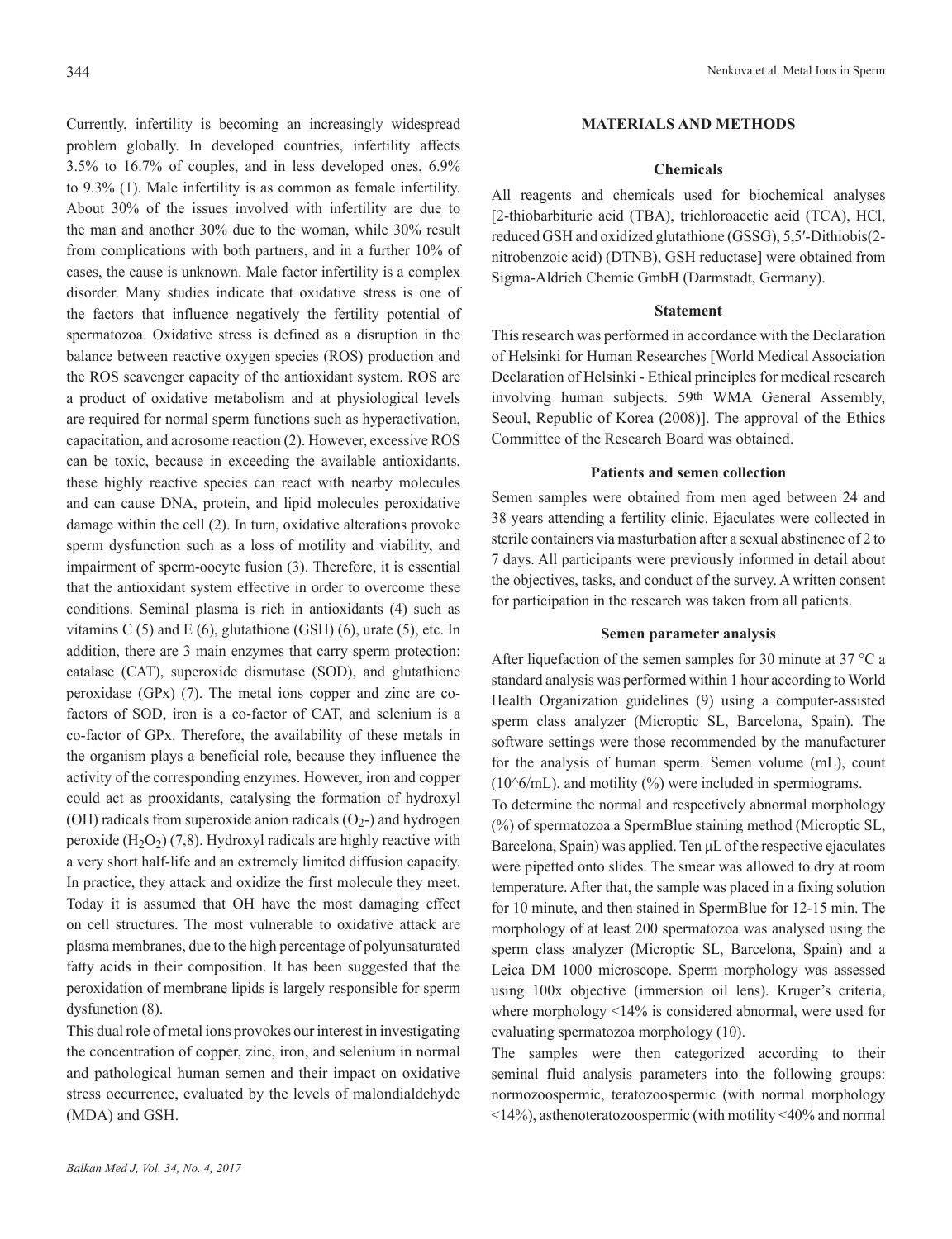Currently, infertility is becoming an increasingly widespread problem globally. In developed countries, infertility affects 3.5% to 16.7% of couples, and in less developed ones, 6.9% to 9.3% (1). Male infertility is as common as female infertility. About 30% of the issues involved with infertility are due to the man and another 30% due to the woman, while 30% result from complications with both partners, and in a further 10% of cases, the cause is unknown. Male factor infertility is a complex disorder. Many studies indicate that oxidative stress is one of the factors that influence negatively the fertility potential of spermatozoa. Oxidative stress is defined as a disruption in the balance between reactive oxygen species (ROS) production and the ROS scavenger capacity of the antioxidant system. ROS are a product of oxidative metabolism and at physiological levels are required for normal sperm functions such as hyperactivation, capacitation, and acrosome reaction (2). However, excessive ROS can be toxic, because in exceeding the available antioxidants, these highly reactive species can react with nearby molecules and can cause DNA, protein, and lipid molecules peroxidative damage within the cell (2). In turn, oxidative alterations provoke sperm dysfunction such as a loss of motility and viability, and impairment of sperm-oocyte fusion (3). Therefore, it is essential that the antioxidant system effective in order to overcome these conditions. Seminal plasma is rich in antioxidants (4) such as vitamins C (5) and E (6), glutathione (GSH) (6), urate (5), etc. In addition, there are 3 main enzymes that carry sperm protection: catalase (CAT), superoxide dismutase (SOD), and glutathione peroxidase (GPx) (7). The metal ions copper and zinc are co-factors of SOD, iron is a co-factor of CAT, and selenium is a co-factor of GPx. Therefore, the availability of these metals in the organism plays a beneficial role, because they influence the activity of the corresponding enzymes. However, iron and copper could act as prooxidants, catalysing the formation of hydroxyl (OH) radicals from superoxide anion radicals ($O_2$-) and hydrogen peroxide ($H_2O_2$) (7,8). Hydroxyl radicals are highly reactive with a very short half-life and an extremely limited diffusion capacity. In practice, they attack and oxidize the first molecule they meet. Today it is assumed that OH have the most damaging effect on cell structures. The most vulnerable to oxidative attack are plasma membranes, due to the high percentage of polyunsaturated fatty acids in their composition. It has been suggested that the peroxidation of membrane lipids is largely responsible for sperm dysfunction (8).

This dual role of metal ions provokes our interest in investigating the concentration of copper, zinc, iron, and selenium in normal and pathological human semen and their impact on oxidative stress occurrence, evaluated by the levels of malondialdehyde (MDA) and GSH.

## MATERIALS AND METHODS

### Chemicals

All reagents and chemicals used for biochemical analyses [2-thiobarbituric acid (TBA), trichloroacetic acid (TCA), HCl, reduced GSH and oxidized glutathione (GSSG), 5,5′-Dithiobis(2-nitrobenzoic acid) (DTNB), GSH reductase] were obtained from Sigma-Aldrich Chemie GmbH (Darmstadt, Germany).

### Statement

This research was performed in accordance with the Declaration of Helsinki for Human Researches [World Medical Association Declaration of Helsinki - Ethical principles for medical research involving human subjects. 59th WMA General Assembly, Seoul, Republic of Korea (2008)]. The approval of the Ethics Committee of the Research Board was obtained.

### Patients and semen collection

Semen samples were obtained from men aged between 24 and 38 years attending a fertility clinic. Ejaculates were collected in sterile containers via masturbation after a sexual abstinence of 2 to 7 days. All participants were previously informed in detail about the objectives, tasks, and conduct of the survey. A written consent for participation in the research was taken from all patients.

### Semen parameter analysis

After liquefaction of the semen samples for 30 minute at 37 °C a standard analysis was performed within 1 hour according to World Health Organization guidelines (9) using a computer-assisted sperm class analyzer (Microptic SL, Barcelona, Spain). The software settings were those recommended by the manufacturer for the analysis of human sperm. Semen volume (mL), count ($10^6$/mL), and motility (%) were included in spermiograms.

To determine the normal and respectively abnormal morphology (%) of spermatozoa a SpermBlue staining method (Microptic SL, Barcelona, Spain) was applied. Ten μL of the respective ejaculates were pipetted onto slides. The smear was allowed to dry at room temperature. After that, the sample was placed in a fixing solution for 10 minute, and then stained in SpermBlue for 12-15 min. The morphology of at least 200 spermatozoa was analysed using the sperm class analyzer (Microptic SL, Barcelona, Spain) and a Leica DM 1000 microscope. Sperm morphology was assessed using 100x objective (immersion oil lens). Kruger's criteria, where morphology <14% is considered abnormal, were used for evaluating spermatozoa morphology (10).

The samples were then categorized according to their seminal fluid analysis parameters into the following groups: normozoospermic, teratozoospermic (with normal morphology <14%), asthenoteratozoospermic (with motility <40% and normal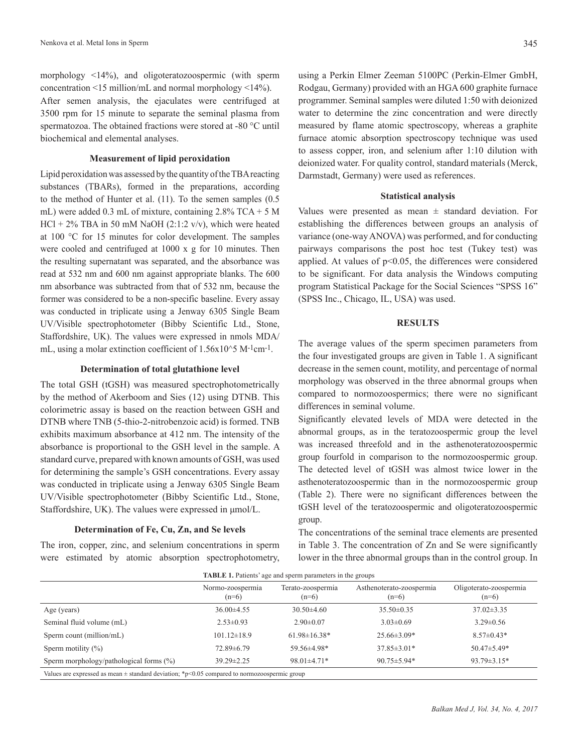morphology <14%), and oligoteratozoospermic (with sperm concentration <15 million/mL and normal morphology <14%).

After semen analysis, the ejaculates were centrifuged at 3500 rpm for 15 minute to separate the seminal plasma from spermatozoa. The obtained fractions were stored at -80 °C until biochemical and elemental analyses.

### Measurement of lipid peroxidation

Lipid peroxidation was assessed by the quantity of the TBA reacting substances (TBARs), formed in the preparations, according to the method of Hunter et al. (11). To the semen samples (0.5 mL) were added 0.3 mL of mixture, containing 2.8% TCA + 5 M HCl + 2% TBA in 50 mM NaOH (2:1:2 v/v), which were heated at 100 °C for 15 minutes for color development. The samples were cooled and centrifuged at 1000 x g for 10 minutes. Then the resulting supernatant was separated, and the absorbance was read at 532 nm and 600 nm against appropriate blanks. The 600 nm absorbance was subtracted from that of 532 nm, because the former was considered to be a non-specific baseline. Every assay was conducted in triplicate using a Jenway 6305 Single Beam UV/Visible spectrophotometer (Bibby Scientific Ltd., Stone, Staffordshire, UK). The values were expressed in nmols MDA/mL, using a molar extinction coefficient of $1.56 \times 10^5$ $M^{-1}cm^{-1}$.

### Determination of total glutathione level

The total GSH (tGSH) was measured spectrophotometrically by the method of Akerboom and Sies (12) using DTNB. This colorimetric assay is based on the reaction between GSH and DTNB where TNB (5-thio-2-nitrobenzoic acid) is formed. TNB exhibits maximum absorbance at 412 nm. The intensity of the absorbance is proportional to the GSH level in the sample. A standard curve, prepared with known amounts of GSH, was used for determining the sample's GSH concentrations. Every assay was conducted in triplicate using a Jenway 6305 Single Beam UV/Visible spectrophotometer (Bibby Scientific Ltd., Stone, Staffordshire, UK). The values were expressed in μmol/L.

### Determination of Fe, Cu, Zn, and Se levels

The iron, copper, zinc, and selenium concentrations in sperm were estimated by atomic absorption spectrophotometry, using a Perkin Elmer Zeeman 5100PC (Perkin-Elmer GmbH, Rodgau, Germany) provided with an HGA 600 graphite furnace programmer. Seminal samples were diluted 1:50 with deionized water to determine the zinc concentration and were directly measured by flame atomic spectroscopy, whereas a graphite furnace atomic absorption spectroscopy technique was used to assess copper, iron, and selenium after 1:10 dilution with deionized water. For quality control, standard materials (Merck, Darmstadt, Germany) were used as references.

### Statistical analysis

Values were presented as mean ± standard deviation. For establishing the differences between groups an analysis of variance (one-way ANOVA) was performed, and for conducting pairways comparisons the post hoc test (Tukey test) was applied. At values of $p<0.05$, the differences were considered to be significant. For data analysis the Windows computing program Statistical Package for the Social Sciences "SPSS 16" (SPSS Inc., Chicago, IL, USA) was used.

## RESULTS

The average values of the sperm specimen parameters from the four investigated groups are given in Table 1. A significant decrease in the semen count, motility, and percentage of normal morphology was observed in the three abnormal groups when compared to normozoospermics; there were no significant differences in seminal volume.

Significantly elevated levels of MDA were detected in the abnormal groups, as in the teratozoospermic group the level was increased threefold and in the asthenoteratozoospermic group fourfold in comparison to the normozoospermic group. The detected level of tGSH was almost twice lower in the asthenoteratozoospermic than in the normozoospermic group (Table 2). There were no significant differences between the tGSH level of the teratozoospermic and oligoteratozoospermic group.

The concentrations of the seminal trace elements are presented in Table 3. The concentration of Zn and Se were significantly lower in the three abnormal groups than in the control group. In

**TABLE 1.** Patients' age and sperm parameters in the groups

| | Normo-zoospermia (n=6) | Terato-zoospermia (n=6) | Asthenoterato-zoospermia (n=6) | Oligoterato-zoospermia (n=6) |
|---|---|---|---|---|
| Age (years) | 36.00±4.55 | 30.50±4.60 | 35.50±0.35 | 37.02±3.35 |
| Seminal fluid volume (mL) | 2.53±0.93 | 2.90±0.07 | 3.03±0.69 | 3.29±0.56 |
| Sperm count (million/mL) | 101.12±18.9 | 61.98±16.38* | 25.66±3.09* | 8.57±0.43* |
| Sperm motility (%) | 72.89±6.79 | 59.56±4.98* | 37.85±3.01* | 50.47±5.49* |
| Sperm morphology/pathological forms (%) | 39.29±2.25 | 98.01±4.71* | 90.75±5.94* | 93.79±3.15* |

Values are expressed as mean ± standard deviation; *$p<0.05$ compared to normozoospermic group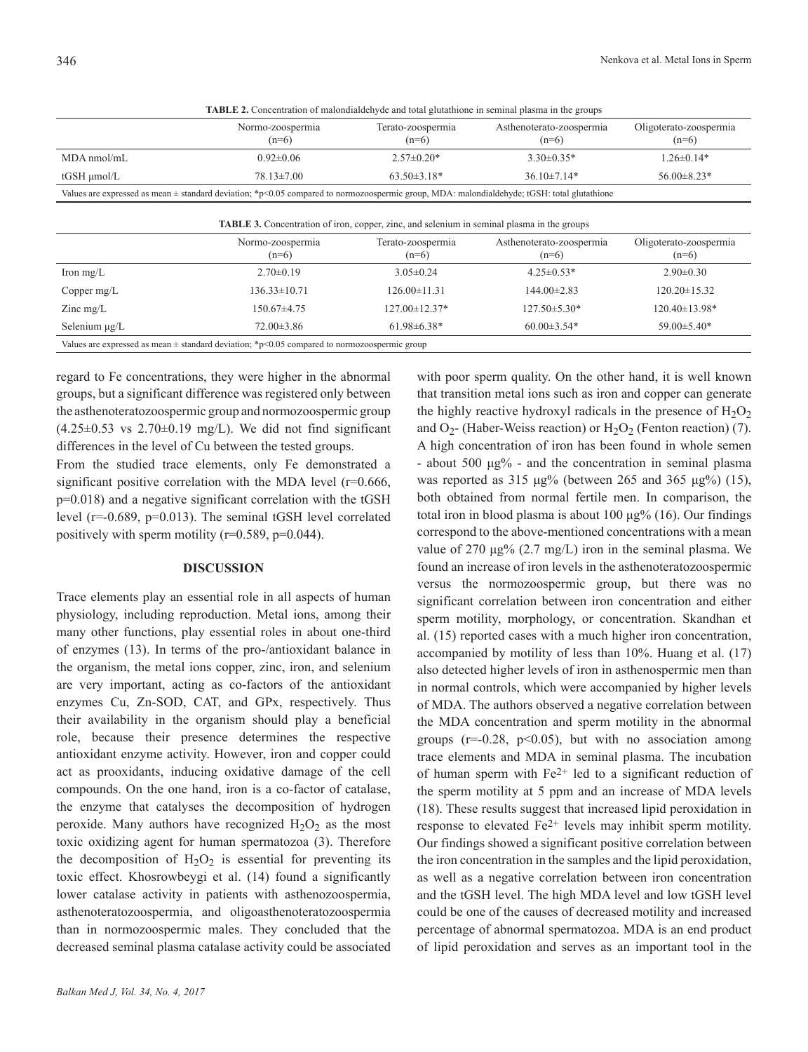**TABLE 2.** Concentration of malondialdehyde and total glutathione in seminal plasma in the groups

| | Normo-zoospermia (n=6) | Terato-zoospermia (n=6) | Asthenoterato-zoospermia (n=6) | Oligoterato-zoospermia (n=6) |
|---|---|---|---|---|
| MDA nmol/mL | 0.92±0.06 | 2.57±0.20* | 3.30±0.35* | 1.26±0.14* |
| tGSH µmol/L | 78.13±7.00 | 63.50±3.18* | 36.10±7.14* | 56.00±8.23* |

Values are expressed as mean ± standard deviation; *p<0.05 compared to normozoospermic group, MDA: malondialdehyde; tGSH: total glutathione

**TABLE 3.** Concentration of iron, copper, zinc, and selenium in seminal plasma in the groups

| | Normo-zoospermia (n=6) | Terato-zoospermia (n=6) | Asthenoterato-zoospermia (n=6) | Oligoterato-zoospermia (n=6) |
|---|---|---|---|---|
| Iron mg/L | 2.70±0.19 | 3.05±0.24 | 4.25±0.53* | 2.90±0.30 |
| Copper mg/L | 136.33±10.71 | 126.00±11.31 | 144.00±2.83 | 120.20±15.32 |
| Zinc mg/L | 150.67±4.75 | 127.00±12.37* | 127.50±5.30* | 120.40±13.98* |
| Selenium µg/L | 72.00±3.86 | 61.98±6.38* | 60.00±3.54* | 59.00±5.40* |

Values are expressed as mean ± standard deviation; *p<0.05 compared to normozoospermic group

regard to Fe concentrations, they were higher in the abnormal groups, but a significant difference was registered only between the asthenoteratozoospermic group and normozoospermic group (4.25±0.53 vs 2.70±0.19 mg/L). We did not find significant differences in the level of Cu between the tested groups.

From the studied trace elements, only Fe demonstrated a significant positive correlation with the MDA level (r=0.666, p=0.018) and a negative significant correlation with the tGSH level (r=-0.689, p=0.013). The seminal tGSH level correlated positively with sperm motility (r=0.589, p=0.044).

## DISCUSSION

Trace elements play an essential role in all aspects of human physiology, including reproduction. Metal ions, among their many other functions, play essential roles in about one-third of enzymes (13). In terms of the pro-/antioxidant balance in the organism, the metal ions copper, zinc, iron, and selenium are very important, acting as co-factors of the antioxidant enzymes Cu, Zn-SOD, CAT, and GPx, respectively. Thus their availability in the organism should play a beneficial role, because their presence determines the respective antioxidant enzyme activity. However, iron and copper could act as prooxidants, inducing oxidative damage of the cell compounds. On the one hand, iron is a co-factor of catalase, the enzyme that catalyses the decomposition of hydrogen peroxide. Many authors have recognized $H_2O_2$ as the most toxic oxidizing agent for human spermatozoa (3). Therefore the decomposition of $H_2O_2$ is essential for preventing its toxic effect. Khosrowbeygi et al. (14) found a significantly lower catalase activity in patients with asthenozoospermia, asthenoteratozoospermia, and oligoasthenoteratozoospermia than in normozoospermic males. They concluded that the decreased seminal plasma catalase activity could be associated with poor sperm quality. On the other hand, it is well known that transition metal ions such as iron and copper can generate the highly reactive hydroxyl radicals in the presence of $H_2O_2$ and $O_2$- (Haber-Weiss reaction) or $H_2O_2$ (Fenton reaction) (7). A high concentration of iron has been found in whole semen - about 500 µg% - and the concentration in seminal plasma was reported as 315 µg% (between 265 and 365 µg%) (15), both obtained from normal fertile men. In comparison, the total iron in blood plasma is about 100 µg% (16). Our findings correspond to the above-mentioned concentrations with a mean value of 270 µg% (2.7 mg/L) iron in the seminal plasma. We found an increase of iron levels in the asthenoteratozoospermic versus the normozoospermic group, but there was no significant correlation between iron concentration and either sperm motility, morphology, or concentration. Skandhan et al. (15) reported cases with a much higher iron concentration, accompanied by motility of less than 10%. Huang et al. (17) also detected higher levels of iron in asthenospermic men than in normal controls, which were accompanied by higher levels of MDA. The authors observed a negative correlation between the MDA concentration and sperm motility in the abnormal groups (r=-0.28, p<0.05), but with no association among trace elements and MDA in seminal plasma. The incubation of human sperm with $Fe^{2+}$ led to a significant reduction of the sperm motility at 5 ppm and an increase of MDA levels (18). These results suggest that increased lipid peroxidation in response to elevated $Fe^{2+}$ levels may inhibit sperm motility. Our findings showed a significant positive correlation between the iron concentration in the samples and the lipid peroxidation, as well as a negative correlation between iron concentration and the tGSH level. The high MDA level and low tGSH level could be one of the causes of decreased motility and increased percentage of abnormal spermatozoa. MDA is an end product of lipid peroxidation and serves as an important tool in the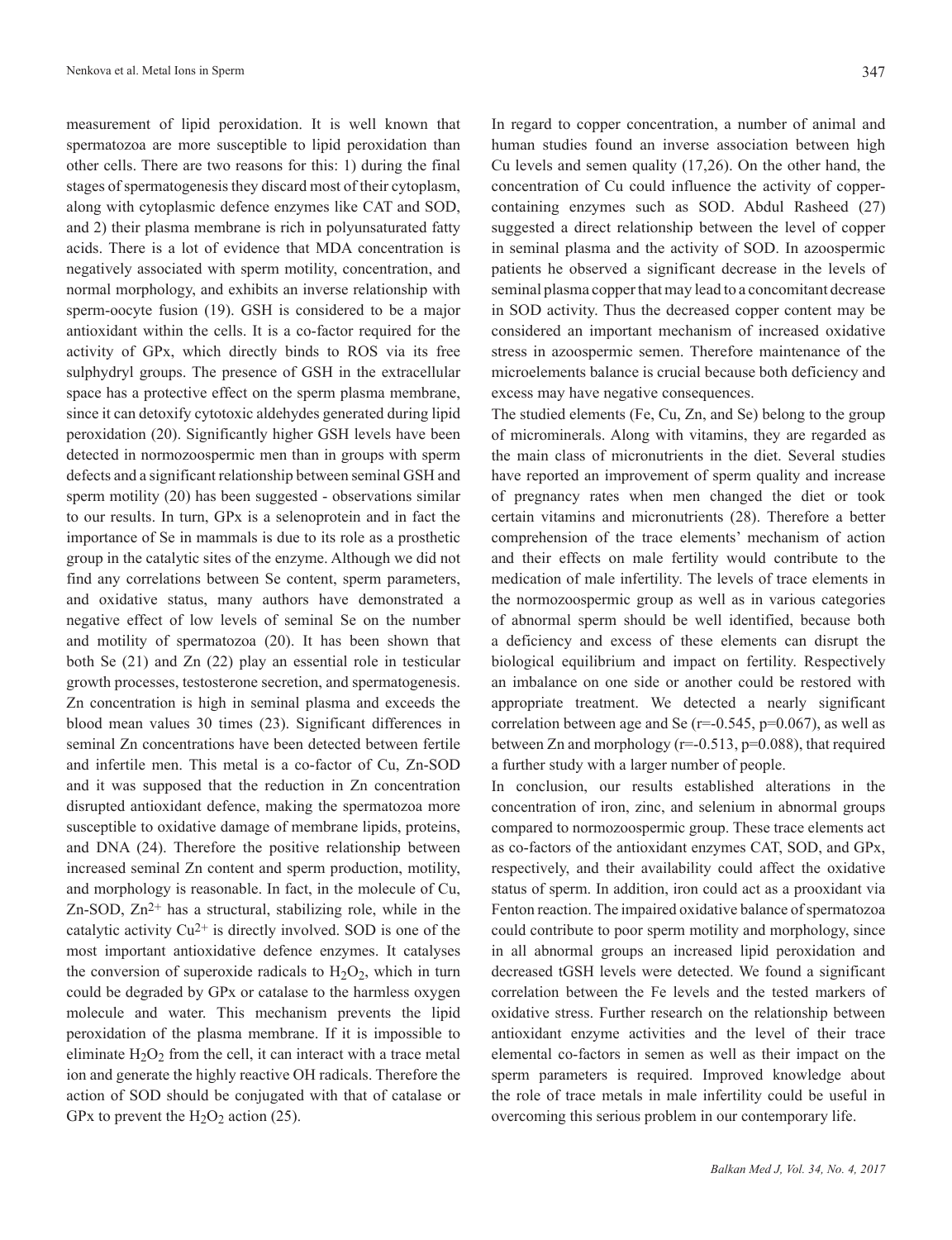measurement of lipid peroxidation. It is well known that spermatozoa are more susceptible to lipid peroxidation than other cells. There are two reasons for this: 1) during the final stages of spermatogenesis they discard most of their cytoplasm, along with cytoplasmic defence enzymes like CAT and SOD, and 2) their plasma membrane is rich in polyunsaturated fatty acids. There is a lot of evidence that MDA concentration is negatively associated with sperm motility, concentration, and normal morphology, and exhibits an inverse relationship with sperm-oocyte fusion (19). GSH is considered to be a major antioxidant within the cells. It is a co-factor required for the activity of GPx, which directly binds to ROS via its free sulphydryl groups. The presence of GSH in the extracellular space has a protective effect on the sperm plasma membrane, since it can detoxify cytotoxic aldehydes generated during lipid peroxidation (20). Significantly higher GSH levels have been detected in normozoospermic men than in groups with sperm defects and a significant relationship between seminal GSH and sperm motility (20) has been suggested - observations similar to our results. In turn, GPx is a selenoprotein and in fact the importance of Se in mammals is due to its role as a prosthetic group in the catalytic sites of the enzyme. Although we did not find any correlations between Se content, sperm parameters, and oxidative status, many authors have demonstrated a negative effect of low levels of seminal Se on the number and motility of spermatozoa (20). It has been shown that both Se (21) and Zn (22) play an essential role in testicular growth processes, testosterone secretion, and spermatogenesis. Zn concentration is high in seminal plasma and exceeds the blood mean values 30 times (23). Significant differences in seminal Zn concentrations have been detected between fertile and infertile men. This metal is a co-factor of Cu, Zn-SOD and it was supposed that the reduction in Zn concentration disrupted antioxidant defence, making the spermatozoa more susceptible to oxidative damage of membrane lipids, proteins, and DNA (24). Therefore the positive relationship between increased seminal Zn content and sperm production, motility, and morphology is reasonable. In fact, in the molecule of Cu, Zn-SOD, $Zn^{2+}$ has a structural, stabilizing role, while in the catalytic activity $Cu^{2+}$ is directly involved. SOD is one of the most important antioxidative defence enzymes. It catalyses the conversion of superoxide radicals to $H_2O_2$, which in turn could be degraded by GPx or catalase to the harmless oxygen molecule and water. This mechanism prevents the lipid peroxidation of the plasma membrane. If it is impossible to eliminate $H_2O_2$ from the cell, it can interact with a trace metal ion and generate the highly reactive OH radicals. Therefore the action of SOD should be conjugated with that of catalase or GPx to prevent the $H_2O_2$ action (25).

In regard to copper concentration, a number of animal and human studies found an inverse association between high Cu levels and semen quality (17,26). On the other hand, the concentration of Cu could influence the activity of copper-containing enzymes such as SOD. Abdul Rasheed (27) suggested a direct relationship between the level of copper in seminal plasma and the activity of SOD. In azoospermic patients he observed a significant decrease in the levels of seminal plasma copper that may lead to a concomitant decrease in SOD activity. Thus the decreased copper content may be considered an important mechanism of increased oxidative stress in azoospermic semen. Therefore maintenance of the microelements balance is crucial because both deficiency and excess may have negative consequences.

The studied elements (Fe, Cu, Zn, and Se) belong to the group of microminerals. Along with vitamins, they are regarded as the main class of micronutrients in the diet. Several studies have reported an improvement of sperm quality and increase of pregnancy rates when men changed the diet or took certain vitamins and micronutrients (28). Therefore a better comprehension of the trace elements' mechanism of action and their effects on male fertility would contribute to the medication of male infertility. The levels of trace elements in the normozoospermic group as well as in various categories of abnormal sperm should be well identified, because both a deficiency and excess of these elements can disrupt the biological equilibrium and impact on fertility. Respectively an imbalance on one side or another could be restored with appropriate treatment. We detected a nearly significant correlation between age and Se ($r=-0.545$, $p=0.067$), as well as between Zn and morphology ($r=-0.513$, $p=0.088$), that required a further study with a larger number of people.

In conclusion, our results established alterations in the concentration of iron, zinc, and selenium in abnormal groups compared to normozoospermic group. These trace elements act as co-factors of the antioxidant enzymes CAT, SOD, and GPx, respectively, and their availability could affect the oxidative status of sperm. In addition, iron could act as a prooxidant via Fenton reaction. The impaired oxidative balance of spermatozoa could contribute to poor sperm motility and morphology, since in all abnormal groups an increased lipid peroxidation and decreased tGSH levels were detected. We found a significant correlation between the Fe levels and the tested markers of oxidative stress. Further research on the relationship between antioxidant enzyme activities and the level of their trace elemental co-factors in semen as well as their impact on the sperm parameters is required. Improved knowledge about the role of trace metals in male infertility could be useful in overcoming this serious problem in our contemporary life.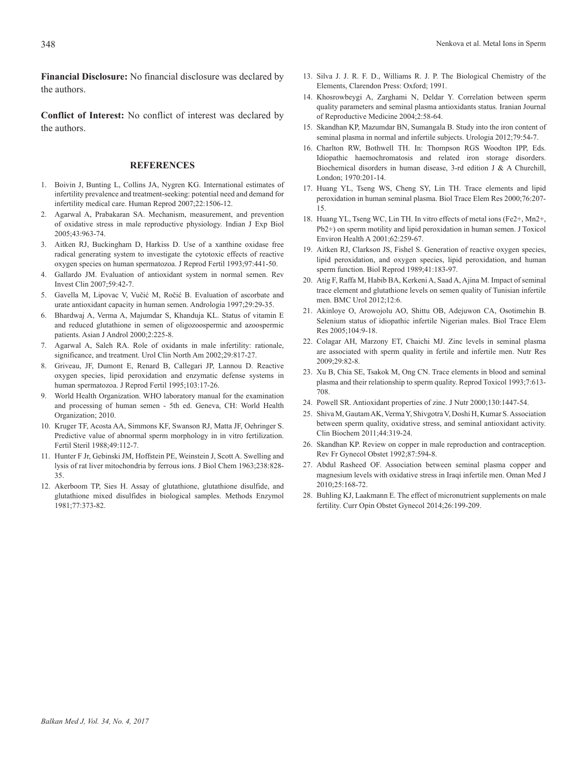**Financial Disclosure:** No financial disclosure was declared by the authors.

**Conflict of Interest:** No conflict of interest was declared by the authors.

## REFERENCES

1. Boivin J, Bunting L, Collins JA, Nygren KG. International estimates of infertility prevalence and treatment-seeking: potential need and demand for infertility medical care. Human Reprod 2007;22:1506-12.
2. Agarwal A, Prabakaran SA. Mechanism, measurement, and prevention of oxidative stress in male reproductive physiology. Indian J Exp Biol 2005;43:963-74.
3. Aitken RJ, Buckingham D, Harkiss D. Use of a xanthine oxidase free radical generating system to investigate the cytotoxic effects of reactive oxygen species on human spermatozoa. J Reprod Fertil 1993;97:441-50.
4. Gallardo JM. Evaluation of antioxidant system in normal semen. Rev Invest Clin 2007;59:42-7.
5. Gavella M, Lipovac V, Vučić M, Ročić B. Evaluation of ascorbate and urate antioxidant capacity in human semen. Andrologia 1997;29:29-35.
6. Bhardwaj A, Verma A, Majumdar S, Khanduja KL. Status of vitamin E and reduced glutathione in semen of oligozoospermic and azoospermic patients. Asian J Androl 2000;2:225-8.
7. Agarwal A, Saleh RA. Role of oxidants in male infertility: rationale, significance, and treatment. Urol Clin North Am 2002;29:817-27.
8. Griveau, JF, Dumont E, Renard B, Callegari JP, Lannou D. Reactive oxygen species, lipid peroxidation and enzymatic defense systems in human spermatozoa. J Reprod Fertil 1995;103:17-26.
9. World Health Organization. WHO laboratory manual for the examination and processing of human semen - 5th ed. Geneva, CH: World Health Organization; 2010.
10. Kruger TF, Acosta AA, Simmons KF, Swanson RJ, Matta JF, Oehringer S. Predictive value of abnormal sperm morphology in in vitro fertilization. Fertil Steril 1988;49:112-7.
11. Hunter F Jr, Gebinski JM, Hoffstein PE, Weinstein J, Scott A. Swelling and lysis of rat liver mitochondria by ferrous ions. J Biol Chem 1963;238:828-35.
12. Akerboom TP, Sies H. Assay of glutathione, glutathione disulfide, and glutathione mixed disulfides in biological samples. Methods Enzymol 1981;77:373-82.
13. Silva J. J. R. F. D., Williams R. J. P. The Biological Chemistry of the Elements, Clarendon Press: Oxford; 1991.
14. Khosrowbeygi A, Zarghami N, Deldar Y. Correlation between sperm quality parameters and seminal plasma antioxidants status. Iranian Journal of Reproductive Medicine 2004;2:58-64.
15. Skandhan KP, Mazumdar BN, Sumangala B. Study into the iron content of seminal plasma in normal and infertile subjects. Urologia 2012;79:54-7.
16. Charlton RW, Bothwell TH. In: Thompson RGS Woodton IPP, Eds. Idiopathic haemochromatosis and related iron storage disorders. Biochemical disorders in human disease, 3-rd edition J & A Churchill, London; 1970:201-14.
17. Huang YL, Tseng WS, Cheng SY, Lin TH. Trace elements and lipid peroxidation in human seminal plasma. Biol Trace Elem Res 2000;76:207-15.
18. Huang YL, Tseng WC, Lin TH. In vitro effects of metal ions ($Fe^{2+}$, $Mn^{2+}$, $Pb^{2+}$) on sperm motility and lipid peroxidation in human semen. J Toxicol Environ Health A 2001;62:259-67.
19. Aitken RJ, Clarkson JS, Fishel S. Generation of reactive oxygen species, lipid peroxidation, and oxygen species, lipid peroxidation, and human sperm function. Biol Reprod 1989;41:183-97.
20. Atig F, Raffa M, Habib BA, Kerkeni A, Saad A, Ajina M. Impact of seminal trace element and glutathione levels on semen quality of Tunisian infertile men. BMC Urol 2012;12:6.
21. Akinloye O, Arowojolu AO, Shittu OB, Adejuwon CA, Osotimehin B. Selenium status of idiopathic infertile Nigerian males. Biol Trace Elem Res 2005;104:9-18.
22. Colagar AH, Marzony ET, Chaichi MJ. Zinc levels in seminal plasma are associated with sperm quality in fertile and infertile men. Nutr Res 2009;29:82-8.
23. Xu B, Chia SE, Tsakok M, Ong CN. Trace elements in blood and seminal plasma and their relationship to sperm quality. Reprod Toxicol 1993;7:613-708.
24. Powell SR. Antioxidant properties of zinc. J Nutr 2000;130:1447-54.
25. Shiva M, Gautam AK, Verma Y, Shivgotra V, Doshi H, Kumar S. Association between sperm quality, oxidative stress, and seminal antioxidant activity. Clin Biochem 2011;44:319-24.
26. Skandhan KP. Review on copper in male reproduction and contraception. Rev Fr Gynecol Obstet 1992;87:594-8.
27. Abdul Rasheed OF. Association between seminal plasma copper and magnesium levels with oxidative stress in Iraqi infertile men. Oman Med J 2010;25:168-72.
28. Buhling KJ, Laakmann E. The effect of micronutrient supplements on male fertility. Curr Opin Obstet Gynecol 2014;26:199-209.